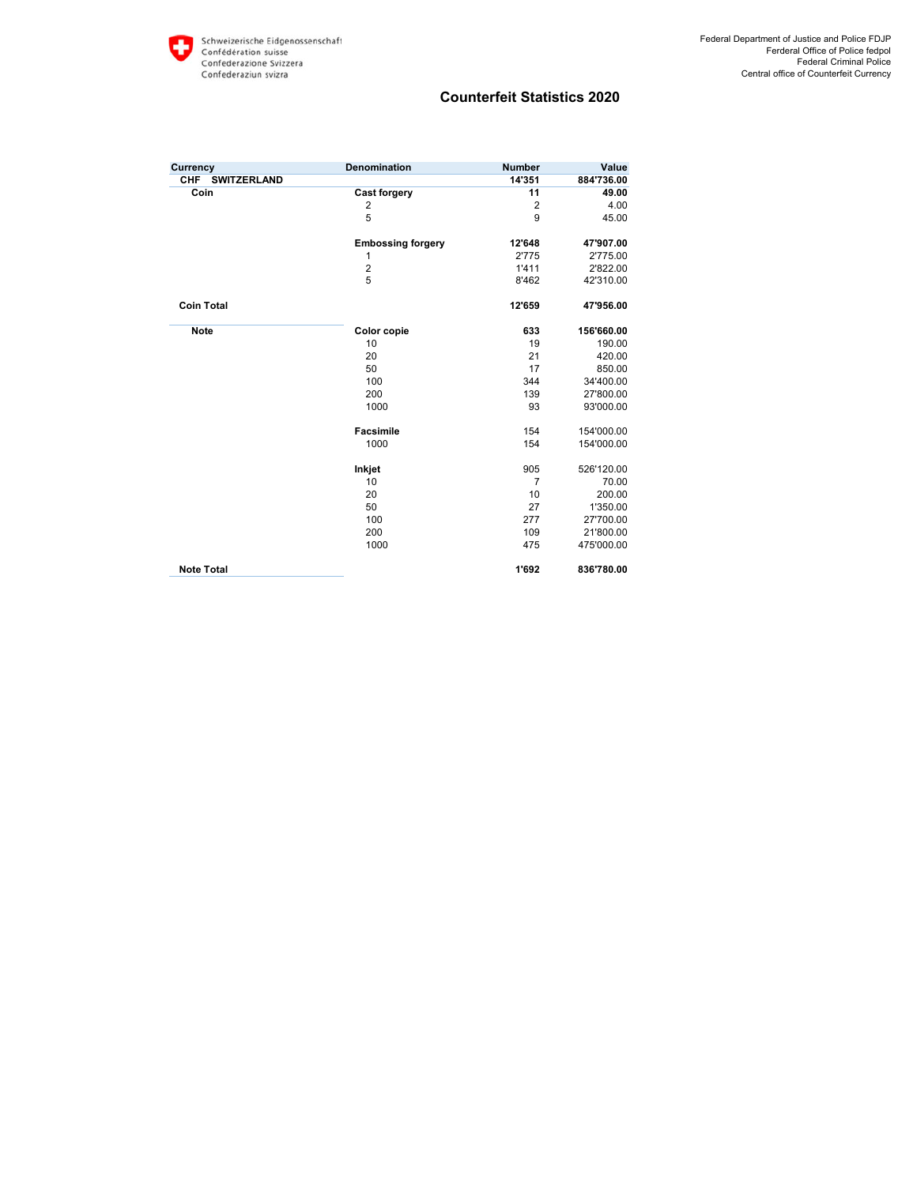Schweizerische Eidgenossenschaft
Confédération suisse
Confederazione Svizzera
Confederaziun svizra

Federal Department of Justice and Police FDJP
Ferderal Office of Police fedpol
Federal Criminal Police
Central office of Counterfeit Currency

# Counterfeit Statistics 2020

| Currency | Denomination | Number | Value |
|---|---|---|---|
| **CHF SWITZERLAND** | | **14'351** | **884'736.00** |
| **Coin** | **Cast forgery** | **11** | **49.00** |
| | 2 | 2 | 4.00 |
| | 5 | 9 | 45.00 |
| | **Embossing forgery** | **12'648** | **47'907.00** |
| | 1 | 2'775 | 2'775.00 |
| | 2 | 1'411 | 2'822.00 |
| | 5 | 8'462 | 42'310.00 |
| **Coin Total** | | **12'659** | **47'956.00** |
| **Note** | **Color copie** | **633** | **156'660.00** |
| | 10 | 19 | 190.00 |
| | 20 | 21 | 420.00 |
| | 50 | 17 | 850.00 |
| | 100 | 344 | 34'400.00 |
| | 200 | 139 | 27'800.00 |
| | 1000 | 93 | 93'000.00 |
| | **Facsimile** | 154 | 154'000.00 |
| | 1000 | 154 | 154'000.00 |
| | **Inkjet** | 905 | 526'120.00 |
| | 10 | 7 | 70.00 |
| | 20 | 10 | 200.00 |
| | 50 | 27 | 1'350.00 |
| | 100 | 277 | 27'700.00 |
| | 200 | 109 | 21'800.00 |
| | 1000 | 475 | 475'000.00 |
| **Note Total** | | **1'692** | **836'780.00** |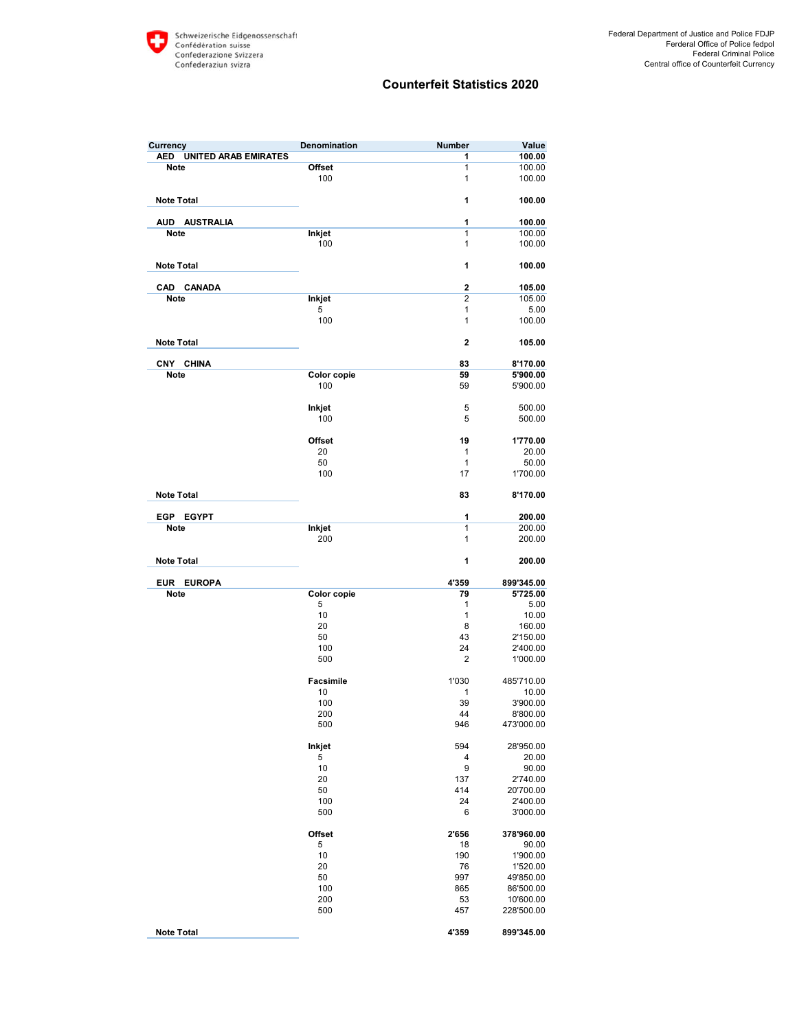Schweizerische Eidgenossenschaft
Confédération suisse
Confederazione Svizzera
Confederaziun svizra

Federal Department of Justice and Police FDJP
Ferderal Office of Police fedpol
Federal Criminal Police
Central office of Counterfeit Currency

# Counterfeit Statistics 2020

| Currency | | Denomination | Number | Value |
|---|---|---|---|---|
| **AED** | **UNITED ARAB EMIRATES** | | **1** | **100.00** |
| **Note** | | **Offset** | 1 | 100.00 |
| | | 100 | 1 | 100.00 |
| **Note Total** | | | **1** | **100.00** |
| **AUD** | **AUSTRALIA** | | **1** | **100.00** |
| **Note** | | **Inkjet** | 1 | 100.00 |
| | | 100 | 1 | 100.00 |
| **Note Total** | | | **1** | **100.00** |
| **CAD** | **CANADA** | | **2** | **105.00** |
| **Note** | | **Inkjet** | 2 | 105.00 |
| | | 5 | 1 | 5.00 |
| | | 100 | 1 | 100.00 |
| **Note Total** | | | **2** | **105.00** |
| **CNY** | **CHINA** | | **83** | **8'170.00** |
| **Note** | | **Color copie** | **59** | **5'900.00** |
| | | 100 | 59 | 5'900.00 |
| | | **Inkjet** | 5 | 500.00 |
| | | 100 | 5 | 500.00 |
| | | **Offset** | **19** | **1'770.00** |
| | | 20 | 1 | 20.00 |
| | | 50 | 1 | 50.00 |
| | | 100 | 17 | 1'700.00 |
| **Note Total** | | | **83** | **8'170.00** |
| **EGP** | **EGYPT** | | **1** | **200.00** |
| **Note** | | **Inkjet** | 1 | 200.00 |
| | | 200 | 1 | 200.00 |
| **Note Total** | | | **1** | **200.00** |
| **EUR** | **EUROPA** | | **4'359** | **899'345.00** |
| **Note** | | **Color copie** | **79** | **5'725.00** |
| | | 5 | 1 | 5.00 |
| | | 10 | 1 | 10.00 |
| | | 20 | 8 | 160.00 |
| | | 50 | 43 | 2'150.00 |
| | | 100 | 24 | 2'400.00 |
| | | 500 | 2 | 1'000.00 |
| | | **Facsimile** | 1'030 | 485'710.00 |
| | | 10 | 1 | 10.00 |
| | | 100 | 39 | 3'900.00 |
| | | 200 | 44 | 8'800.00 |
| | | 500 | 946 | 473'000.00 |
| | | **Inkjet** | 594 | 28'950.00 |
| | | 5 | 4 | 20.00 |
| | | 10 | 9 | 90.00 |
| | | 20 | 137 | 2'740.00 |
| | | 50 | 414 | 20'700.00 |
| | | 100 | 24 | 2'400.00 |
| | | 500 | 6 | 3'000.00 |
| | | **Offset** | **2'656** | **378'960.00** |
| | | 5 | 18 | 90.00 |
| | | 10 | 190 | 1'900.00 |
| | | 20 | 76 | 1'520.00 |
| | | 50 | 997 | 49'850.00 |
| | | 100 | 865 | 86'500.00 |
| | | 200 | 53 | 10'600.00 |
| | | 500 | 457 | 228'500.00 |
| **Note Total** | | | **4'359** | **899'345.00** |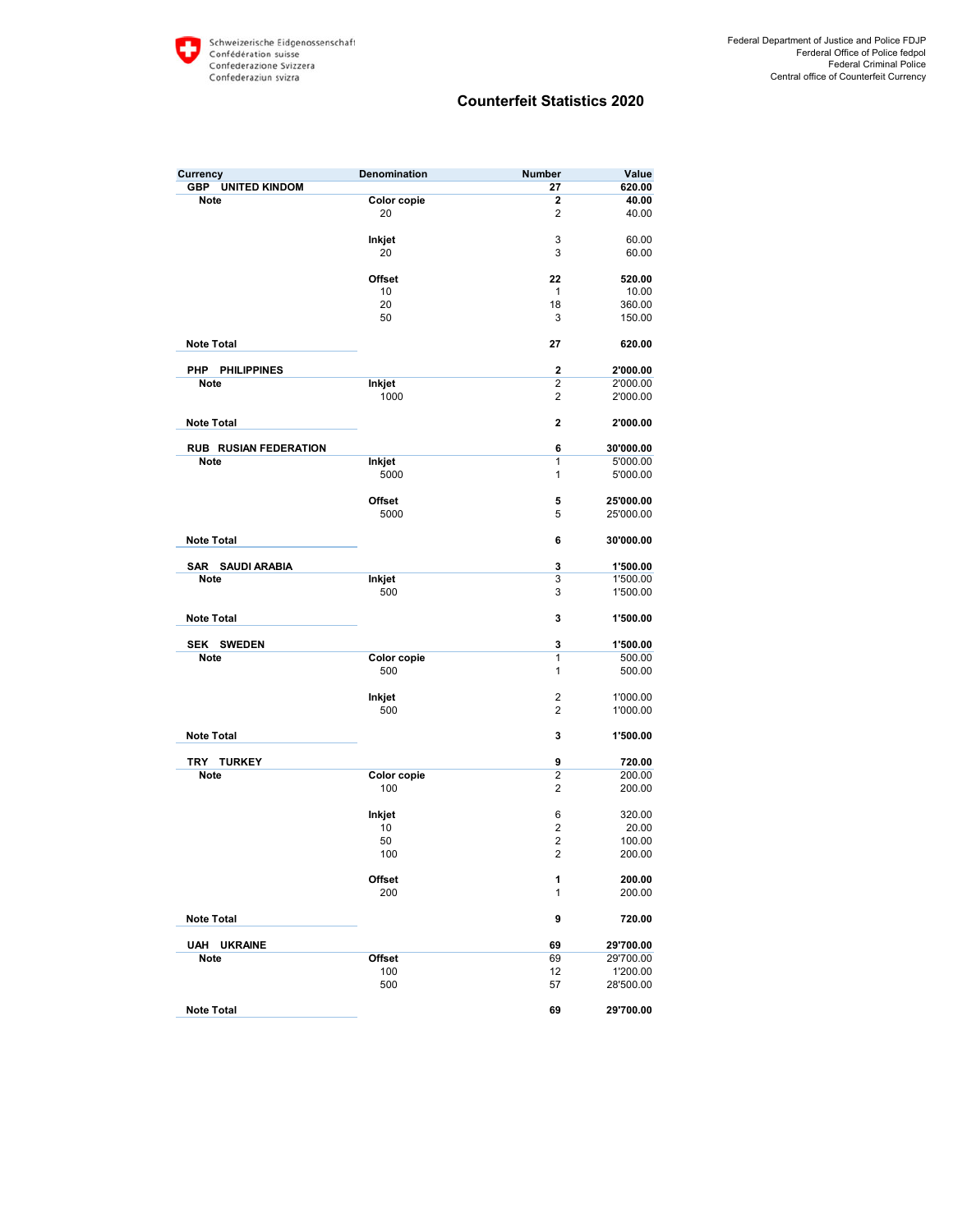# Counterfeit Statistics 2020

| Currency | | Denomination | Number | Value |
|---|---|---|---|---|
| **GBP UNITED KINDOM** | | | **27** | **620.00** |
| | **Note** | **Color copie** | **2** | **40.00** |
| | | 20 | 2 | 40.00 |
| | | **Inkjet** | 3 | 60.00 |
| | | 20 | 3 | 60.00 |
| | | **Offset** | **22** | **520.00** |
| | | 10 | 1 | 10.00 |
| | | 20 | 18 | 360.00 |
| | | 50 | 3 | 150.00 |
| **Note Total** | | | **27** | **620.00** |
| **PHP PHILIPPINES** | | | **2** | **2'000.00** |
| | **Note** | **Inkjet** | 2 | 2'000.00 |
| | | 1000 | 2 | 2'000.00 |
| **Note Total** | | | **2** | **2'000.00** |
| **RUB RUSIAN FEDERATION** | | | **6** | **30'000.00** |
| | **Note** | **Inkjet** | 1 | 5'000.00 |
| | | 5000 | 1 | 5'000.00 |
| | | **Offset** | **5** | **25'000.00** |
| | | 5000 | 5 | 25'000.00 |
| **Note Total** | | | **6** | **30'000.00** |
| **SAR SAUDI ARABIA** | | | **3** | **1'500.00** |
| | **Note** | **Inkjet** | 3 | 1'500.00 |
| | | 500 | 3 | 1'500.00 |
| **Note Total** | | | **3** | **1'500.00** |
| **SEK SWEDEN** | | | **3** | **1'500.00** |
| | **Note** | **Color copie** | 1 | 500.00 |
| | | 500 | 1 | 500.00 |
| | | **Inkjet** | 2 | 1'000.00 |
| | | 500 | 2 | 1'000.00 |
| **Note Total** | | | **3** | **1'500.00** |
| **TRY TURKEY** | | | **9** | **720.00** |
| | **Note** | **Color copie** | 2 | 200.00 |
| | | 100 | 2 | 200.00 |
| | | **Inkjet** | 6 | 320.00 |
| | | 10 | 2 | 20.00 |
| | | 50 | 2 | 100.00 |
| | | 100 | 2 | 200.00 |
| | | **Offset** | **1** | **200.00** |
| | | 200 | 1 | 200.00 |
| **Note Total** | | | **9** | **720.00** |
| **UAH UKRAINE** | | | **69** | **29'700.00** |
| | **Note** | **Offset** | 69 | 29'700.00 |
| | | 100 | 12 | 1'200.00 |
| | | 500 | 57 | 28'500.00 |
| **Note Total** | | | **69** | **29'700.00** |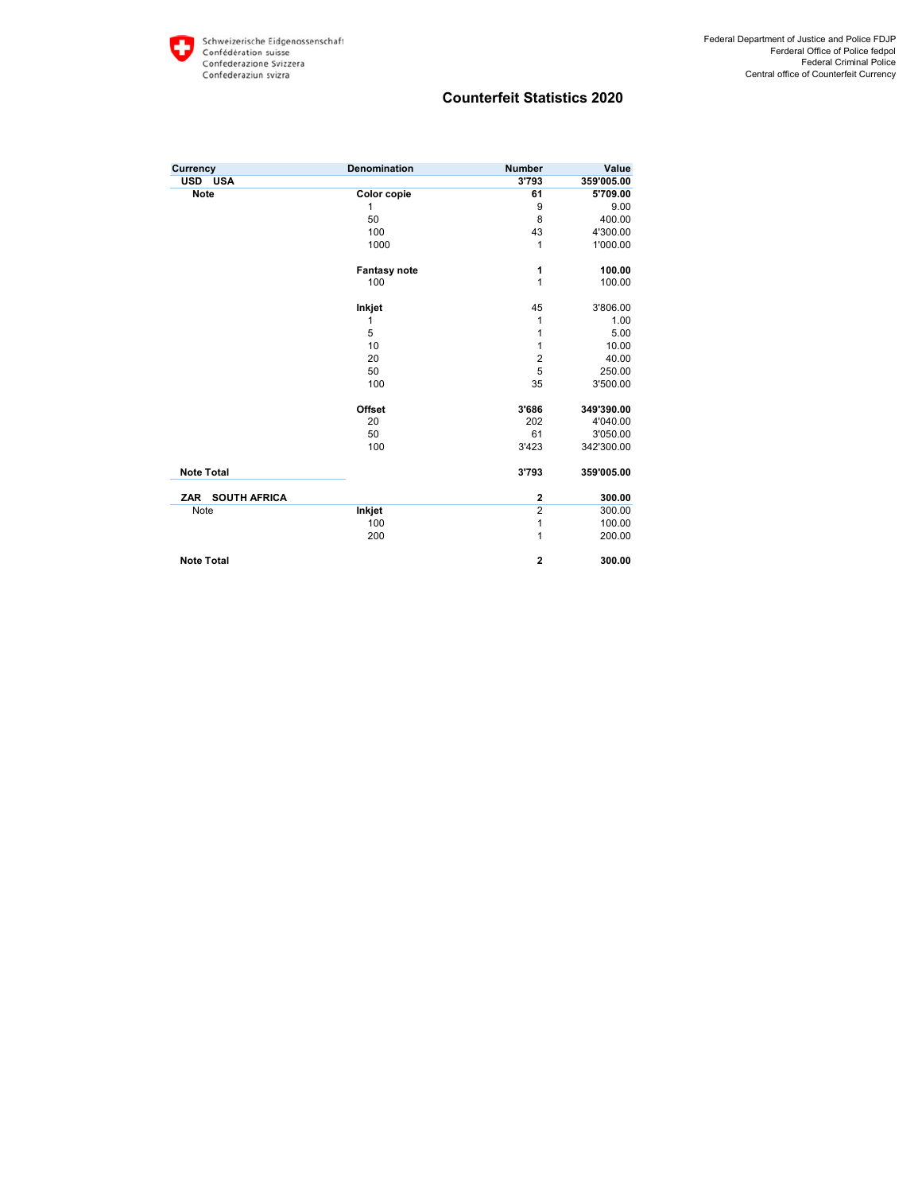Schweizerische Eidgenossenschaft
Confédération suisse
Confederazione Svizzera
Confederaziun svizra

Federal Department of Justice and Police FDJP
Ferderal Office of Police fedpol
Federal Criminal Police
Central office of Counterfeit Currency

## Counterfeit Statistics 2020

| Currency | | Denomination | Number | Value |
|---|---|---|---|---|
| **USD USA** | | | **3'793** | **359'005.00** |
| | **Note** | **Color copie** | **61** | **5'709.00** |
| | | 1 | 9 | 9.00 |
| | | 50 | 8 | 400.00 |
| | | 100 | 43 | 4'300.00 |
| | | 1000 | 1 | 1'000.00 |
| | | **Fantasy note** | **1** | **100.00** |
| | | 100 | 1 | 100.00 |
| | | **Inkjet** | 45 | 3'806.00 |
| | | 1 | 1 | 1.00 |
| | | 5 | 1 | 5.00 |
| | | 10 | 1 | 10.00 |
| | | 20 | 2 | 40.00 |
| | | 50 | 5 | 250.00 |
| | | 100 | 35 | 3'500.00 |
| | | **Offset** | **3'686** | **349'390.00** |
| | | 20 | 202 | 4'040.00 |
| | | 50 | 61 | 3'050.00 |
| | | 100 | 3'423 | 342'300.00 |
| **Note Total** | | | **3'793** | **359'005.00** |
| **ZAR SOUTH AFRICA** | | | **2** | **300.00** |
| | Note | **Inkjet** | 2 | 300.00 |
| | | 100 | 1 | 100.00 |
| | | 200 | 1 | 200.00 |
| **Note Total** | | | **2** | **300.00** |